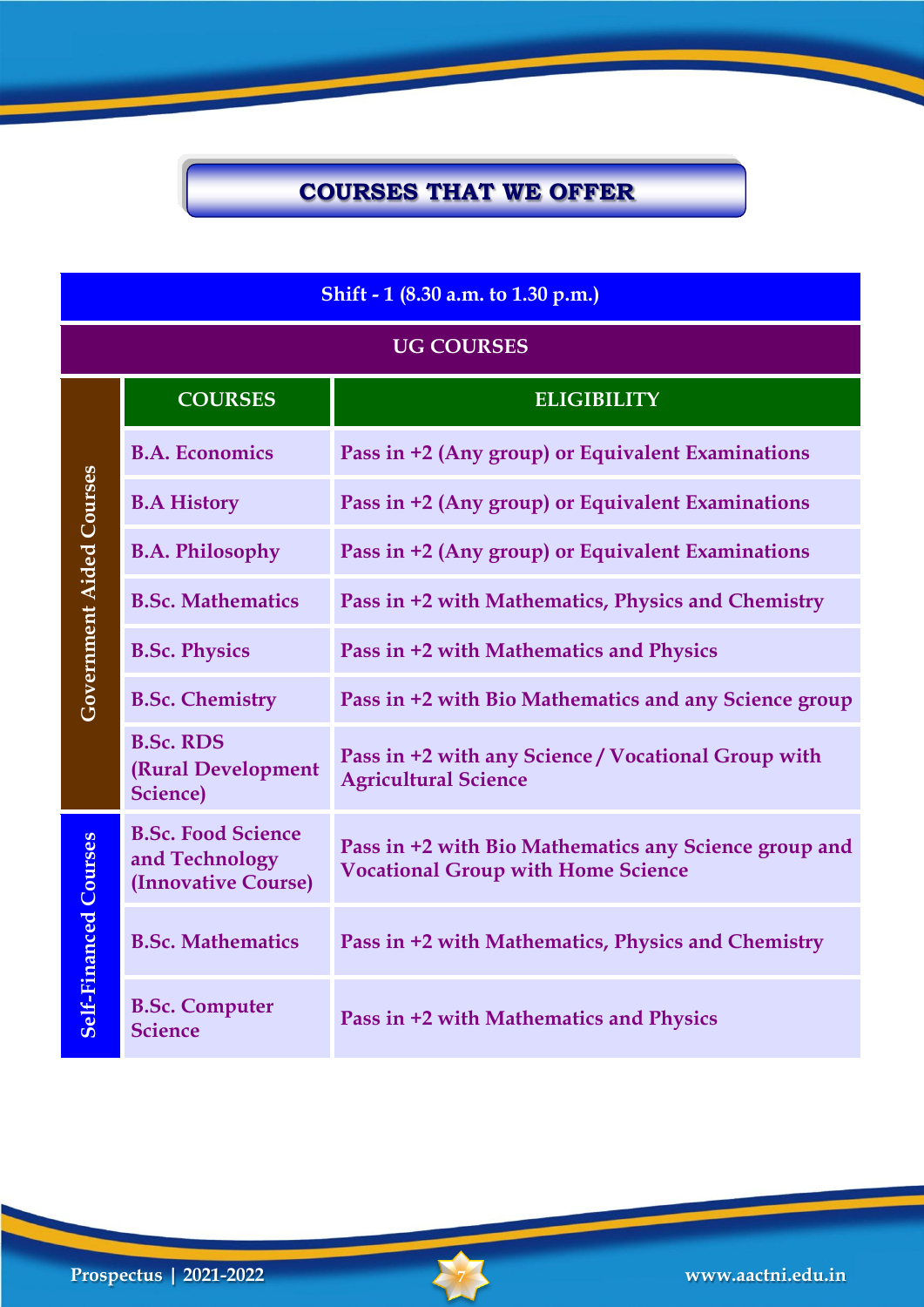# COURSES THAT WE OFFER

| Shift - 1 (8.30 a.m. to 1.30 p.m.) | | |
|---|---|---|
| **UG COURSES** | | |
| | **COURSES** | **ELIGIBILITY** |
| Government Aided Courses | B.A. Economics | Pass in +2 (Any group) or Equivalent Examinations |
| | B.A History | Pass in +2 (Any group) or Equivalent Examinations |
| | B.A. Philosophy | Pass in +2 (Any group) or Equivalent Examinations |
| | B.Sc. Mathematics | Pass in +2 with Mathematics, Physics and Chemistry |
| | B.Sc. Physics | Pass in +2 with Mathematics and Physics |
| | B.Sc. Chemistry | Pass in +2 with Bio Mathematics and any Science group |
| | B.Sc. RDS (Rural Development Science) | Pass in +2 with any Science / Vocational Group with Agricultural Science |
| Self-Financed Courses | B.Sc. Food Science and Technology (Innovative Course) | Pass in +2 with Bio Mathematics any Science group and Vocational Group with Home Science |
| | B.Sc. Mathematics | Pass in +2 with Mathematics, Physics and Chemistry |
| | B.Sc. Computer Science | Pass in +2 with Mathematics and Physics |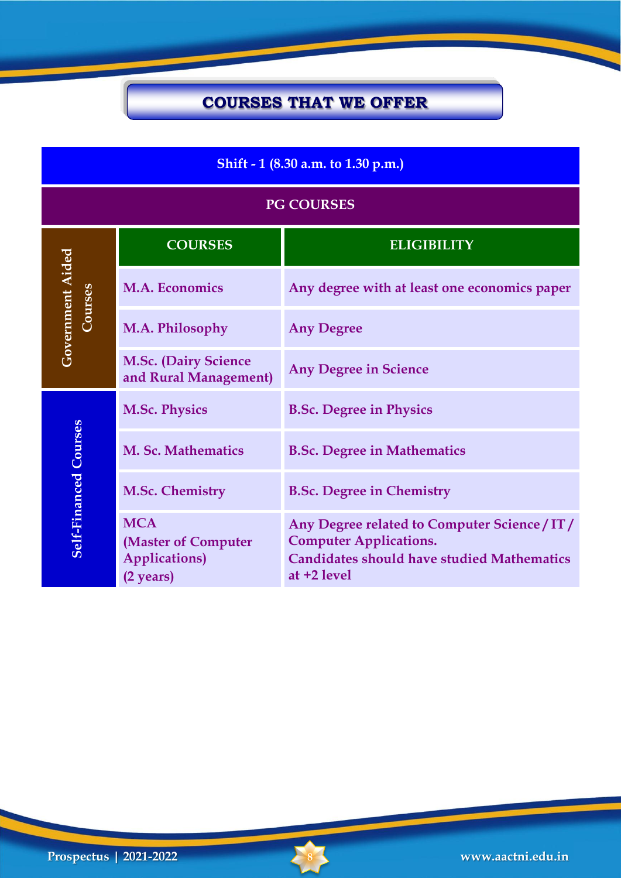## COURSES THAT WE OFFER

**Shift - 1 (8.30 a.m. to 1.30 p.m.)**

**PG COURSES**

| | COURSES | ELIGIBILITY |
|---|---|---|
| Government Aided Courses | M.A. Economics | Any degree with at least one economics paper |
| | M.A. Philosophy | Any Degree |
| | M.Sc. (Dairy Science and Rural Management) | Any Degree in Science |
| Self-Financed Courses | M.Sc. Physics | B.Sc. Degree in Physics |
| | M. Sc. Mathematics | B.Sc. Degree in Mathematics |
| | M.Sc. Chemistry | B.Sc. Degree in Chemistry |
| | MCA (Master of Computer Applications) (2 years) | Any Degree related to Computer Science / IT / Computer Applications. Candidates should have studied Mathematics at +2 level |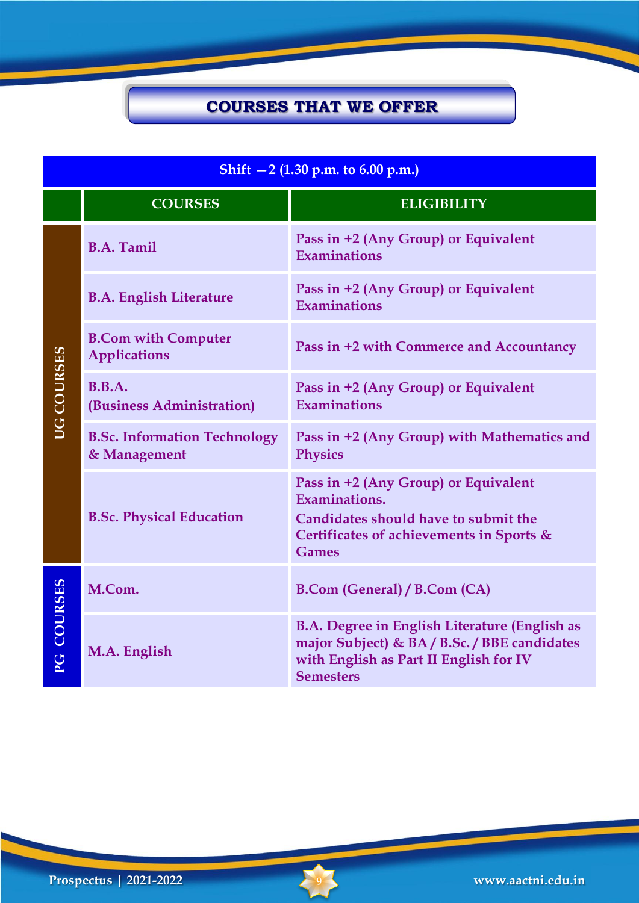## COURSES THAT WE OFFER

| Shift – 2 (1.30 p.m. to 6.00 p.m.) | | |
|---|---|---|
| | **COURSES** | **ELIGIBILITY** |
| UG COURSES | B.A. Tamil | Pass in +2 (Any Group) or Equivalent Examinations |
| UG COURSES | B.A. English Literature | Pass in +2 (Any Group) or Equivalent Examinations |
| UG COURSES | B.Com with Computer Applications | Pass in +2 with Commerce and Accountancy |
| UG COURSES | B.B.A. (Business Administration) | Pass in +2 (Any Group) or Equivalent Examinations |
| UG COURSES | B.Sc. Information Technology & Management | Pass in +2 (Any Group) with Mathematics and Physics |
| UG COURSES | B.Sc. Physical Education | Pass in +2 (Any Group) or Equivalent Examinations. Candidates should have to submit the Certificates of achievements in Sports & Games |
| PG COURSES | M.Com. | B.Com (General) / B.Com (CA) |
| PG COURSES | M.A. English | B.A. Degree in English Literature (English as major Subject) & BA / B.Sc. / BBE candidates with English as Part II English for IV Semesters |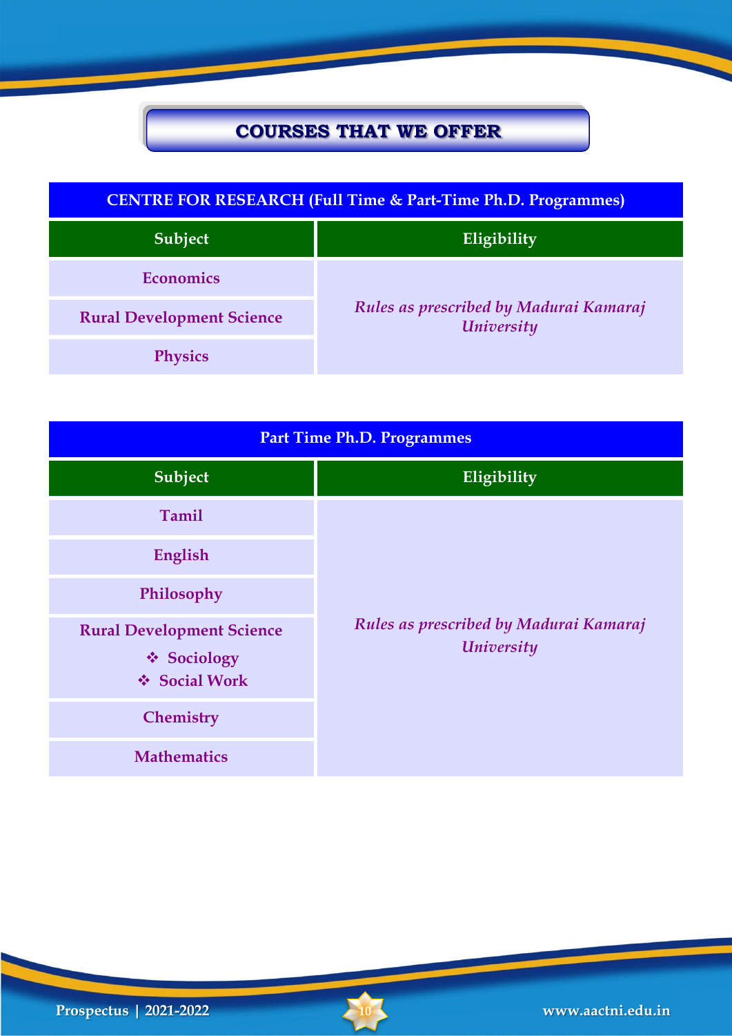## COURSES THAT WE OFFER

| CENTRE FOR RESEARCH (Full Time & Part-Time Ph.D. Programmes) | |
|---|---|
| **Subject** | **Eligibility** |
| Economics | *Rules as prescribed by Madurai Kamaraj University* |
| Rural Development Science | |
| Physics | |

| Part Time Ph.D. Programmes | |
|---|---|
| **Subject** | **Eligibility** |
| Tamil | *Rules as prescribed by Madurai Kamaraj University* |
| English | |
| Philosophy | |
| Rural Development Science<br>❖ Sociology<br>❖ Social Work | |
| Chemistry | |
| Mathematics | |